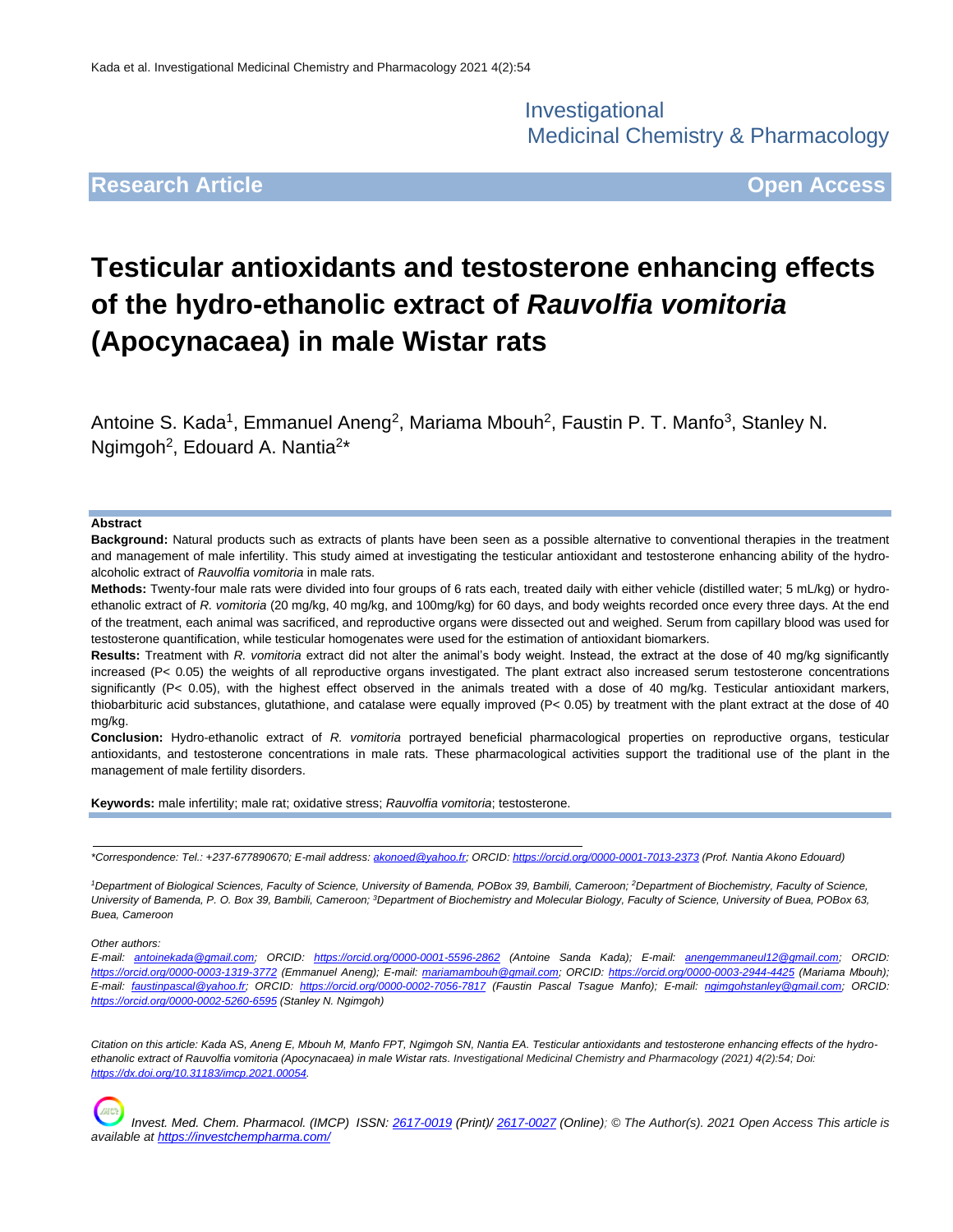Investigational Medicinal Chemistry & Pharmacology

**Research Article** **Open Access**

# Testicular antioxidants and testosterone enhancing effects of the hydro-ethanolic extract of *Rauvolfia vomitoria* (Apocynacaea) in male Wistar rats

Antoine S. Kada[1], Emmanuel Aneng[2], Mariama Mbouh[2], Faustin P. T. Manfo[3], Stanley N. Ngimgoh[2], Edouard A. Nantia[2*]

## Abstract

**Background:** Natural products such as extracts of plants have been seen as a possible alternative to conventional therapies in the treatment and management of male infertility. This study aimed at investigating the testicular antioxidant and testosterone enhancing ability of the hydro-alcoholic extract of *Rauvolfia vomitoria* in male rats.

**Methods:** Twenty-four male rats were divided into four groups of 6 rats each, treated daily with either vehicle (distilled water; 5 mL/kg) or hydro-ethanolic extract of *R. vomitoria* (20 mg/kg, 40 mg/kg, and 100mg/kg) for 60 days, and body weights recorded once every three days. At the end of the treatment, each animal was sacrificed, and reproductive organs were dissected out and weighed. Serum from capillary blood was used for testosterone quantification, while testicular homogenates were used for the estimation of antioxidant biomarkers.

**Results:** Treatment with *R. vomitoria* extract did not alter the animal's body weight. Instead, the extract at the dose of 40 mg/kg significantly increased ($P< 0.05$) the weights of all reproductive organs investigated. The plant extract also increased serum testosterone concentrations significantly ($P< 0.05$), with the highest effect observed in the animals treated with a dose of 40 mg/kg. Testicular antioxidant markers, thiobarbituric acid substances, glutathione, and catalase were equally improved ($P< 0.05$) by treatment with the plant extract at the dose of 40 mg/kg.

**Conclusion:** Hydro-ethanolic extract of *R. vomitoria* portrayed beneficial pharmacological properties on reproductive organs, testicular antioxidants, and testosterone concentrations in male rats. These pharmacological activities support the traditional use of the plant in the management of male fertility disorders.

**Keywords:** male infertility; male rat; oxidative stress; *Rauvolfia vomitoria*; testosterone.

---

*\*Correspondence: Tel.: +237-677890670; E-mail address: akonoed@yahoo.fr; ORCID: https://orcid.org/0000-0001-7013-2373 (Prof. Nantia Akono Edouard)*

*[1]Department of Biological Sciences, Faculty of Science, University of Bamenda, POBox 39, Bambili, Cameroon; [2]Department of Biochemistry, Faculty of Science, University of Bamenda, P. O. Box 39, Bambili, Cameroon; [3]Department of Biochemistry and Molecular Biology, Faculty of Science, University of Buea, POBox 63, Buea, Cameroon*

*Other authors:*
*E-mail: antoinekada@gmail.com; ORCID: https://orcid.org/0000-0001-5596-2862 (Antoine Sanda Kada); E-mail: anengemmaneul12@gmail.com; ORCID: https://orcid.org/0000-0003-1319-3772 (Emmanuel Aneng); E-mail: mariamambouh@gmail.com; ORCID: https://orcid.org/0000-0003-2944-4425 (Mariama Mbouh); E-mail: faustinpascal@yahoo.fr; ORCID: https://orcid.org/0000-0002-7056-7817 (Faustin Pascal Tsague Manfo); E-mail: ngimgohstanley@gmail.com; ORCID: https://orcid.org/0000-0002-5260-6595 (Stanley N. Ngimgoh)*

*Citation on this article: Kada AS, Aneng E, Mbouh M, Manfo FPT, Ngimgoh SN, Nantia EA. Testicular antioxidants and testosterone enhancing effects of the hydro-ethanolic extract of Rauvolfia vomitoria (Apocynacaea) in male Wistar rats. Investigational Medicinal Chemistry and Pharmacology (2021) 4(2):54; Doi: https://dx.doi.org/10.31183/imcp.2021.00054.*

*Invest. Med. Chem. Pharmacol. (IMCP) ISSN: 2617-0019 (Print)/ 2617-0027 (Online); © The Author(s). 2021 Open Access This article is available at https://investchempharma.com/*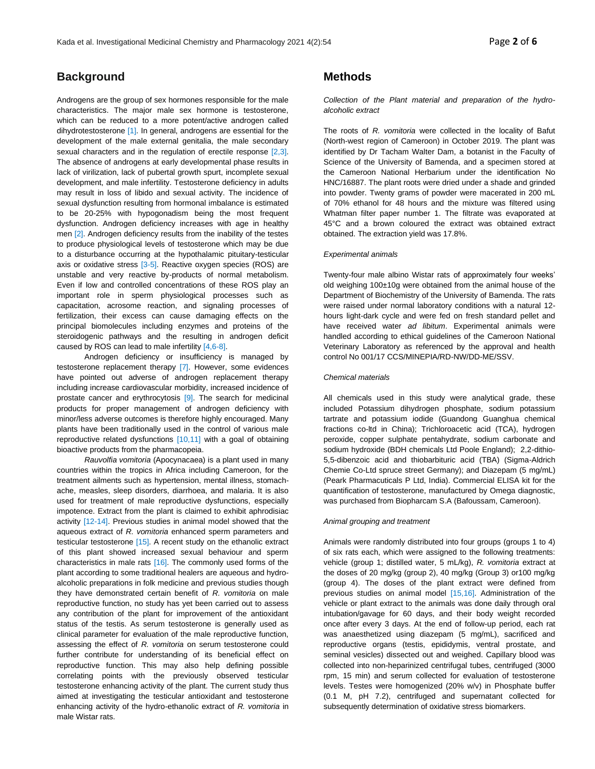## Background

Androgens are the group of sex hormones responsible for the male characteristics. The major male sex hormone is testosterone, which can be reduced to a more potent/active androgen called dihydrotestosterone [1]. In general, androgens are essential for the development of the male external genitalia, the male secondary sexual characters and in the regulation of erectile response [2,3]. The absence of androgens at early developmental phase results in lack of virilization, lack of pubertal growth spurt, incomplete sexual development, and male infertility. Testosterone deficiency in adults may result in loss of libido and sexual activity. The incidence of sexual dysfunction resulting from hormonal imbalance is estimated to be 20-25% with hypogonadism being the most frequent dysfunction. Androgen deficiency increases with age in healthy men [2]. Androgen deficiency results from the inability of the testes to produce physiological levels of testosterone which may be due to a disturbance occurring at the hypothalamic pituitary-testicular axis or oxidative stress [3-5]. Reactive oxygen species (ROS) are unstable and very reactive by-products of normal metabolism. Even if low and controlled concentrations of these ROS play an important role in sperm physiological processes such as capacitation, acrosome reaction, and signaling processes of fertilization, their excess can cause damaging effects on the principal biomolecules including enzymes and proteins of the steroidogenic pathways and the resulting in androgen deficit caused by ROS can lead to male infertility [4,6-8].

Androgen deficiency or insufficiency is managed by testosterone replacement therapy [7]. However, some evidences have pointed out adverse of androgen replacement therapy including increase cardiovascular morbidity, increased incidence of prostate cancer and erythrocytosis [9]. The search for medicinal products for proper management of androgen deficiency with minor/less adverse outcomes is therefore highly encouraged. Many plants have been traditionally used in the control of various male reproductive related dysfunctions [10,11] with a goal of obtaining bioactive products from the pharmacopeia.

*Rauvolfia vomitoria* (Apocynacaea) is a plant used in many countries within the tropics in Africa including Cameroon, for the treatment ailments such as hypertension, mental illness, stomach-ache, measles, sleep disorders, diarrhoea, and malaria. It is also used for treatment of male reproductive dysfunctions, especially impotence. Extract from the plant is claimed to exhibit aphrodisiac activity [12-14]. Previous studies in animal model showed that the aqueous extract of *R. vomitoria* enhanced sperm parameters and testicular testosterone [15]. A recent study on the ethanolic extract of this plant showed increased sexual behaviour and sperm characteristics in male rats [16]. The commonly used forms of the plant according to some traditional healers are aqueous and hydro-alcoholic preparations in folk medicine and previous studies though they have demonstrated certain benefit of *R. vomitoria* on male reproductive function, no study has yet been carried out to assess any contribution of the plant for improvement of the antioxidant status of the testis. As serum testosterone is generally used as clinical parameter for evaluation of the male reproductive function, assessing the effect of *R. vomitoria* on serum testosterone could further contribute for understanding of its beneficial effect on reproductive function. This may also help defining possible correlating points with the previously observed testicular testosterone enhancing activity of the plant. The current study thus aimed at investigating the testicular antioxidant and testosterone enhancing activity of the hydro-ethanolic extract of *R. vomitoria* in male Wistar rats.

## Methods

*Collection of the Plant material and preparation of the hydro-alcoholic extract*

The roots of *R. vomitoria* were collected in the locality of Bafut (North-west region of Cameroon) in October 2019. The plant was identified by Dr Tacham Walter Dam, a botanist in the Faculty of Science of the University of Bamenda, and a specimen stored at the Cameroon National Herbarium under the identification No HNC/16887. The plant roots were dried under a shade and grinded into powder. Twenty grams of powder were macerated in 200 mL of 70% ethanol for 48 hours and the mixture was filtered using Whatman filter paper number 1. The filtrate was evaporated at 45°C and a brown coloured the extract was obtained extract obtained. The extraction yield was 17.8%.

*Experimental animals*

Twenty-four male albino Wistar rats of approximately four weeks' old weighing 100±10g were obtained from the animal house of the Department of Biochemistry of the University of Bamenda. The rats were raised under normal laboratory conditions with a natural 12-hours light-dark cycle and were fed on fresh standard pellet and have received water *ad libitum*. Experimental animals were handled according to ethical guidelines of the Cameroon National Veterinary Laboratory as referenced by the approval and health control No 001/17 CCS/MINEPIA/RD-NW/DD-ME/SSV.

*Chemical materials*

All chemicals used in this study were analytical grade, these included Potassium dihydrogen phosphate, sodium potassium tartrate and potassium iodide (Guandong Guanghua chemical fractions co-ltd in China); Trichloroacetic acid (TCA), hydrogen peroxide, copper sulphate pentahydrate, sodium carbonate and sodium hydroxide (BDH chemicals Ltd Poole England); 2,2-dithio-5,5-dibenzoic acid and thiobarbituric acid (TBA) (Sigma-Aldrich Chemie Co-Ltd spruce street Germany); and Diazepam (5 mg/mL) (Peark Pharmacuticals P Ltd, India). Commercial ELISA kit for the quantification of testosterone, manufactured by Omega diagnostic, was purchased from Biopharcam S.A (Bafoussam, Cameroon).

*Animal grouping and treatment*

Animals were randomly distributed into four groups (groups 1 to 4) of six rats each, which were assigned to the following treatments: vehicle (group 1; distilled water, 5 mL/kg), *R. vomitoria* extract at the doses of 20 mg/kg (group 2), 40 mg/kg (Group 3) or100 mg/kg (group 4). The doses of the plant extract were defined from previous studies on animal model [15,16]. Administration of the vehicle or plant extract to the animals was done daily through oral intubation/gavage for 60 days, and their body weight recorded once after every 3 days. At the end of follow-up period, each rat was anaesthetized using diazepam (5 mg/mL), sacrificed and reproductive organs (testis, epididymis, ventral prostate, and seminal vesicles) dissected out and weighed. Capillary blood was collected into non-heparinized centrifugal tubes, centrifuged (3000 rpm, 15 min) and serum collected for evaluation of testosterone levels. Testes were homogenized (20% w/v) in Phosphate buffer (0.1 M, pH 7.2), centrifuged and supernatant collected for subsequently determination of oxidative stress biomarkers.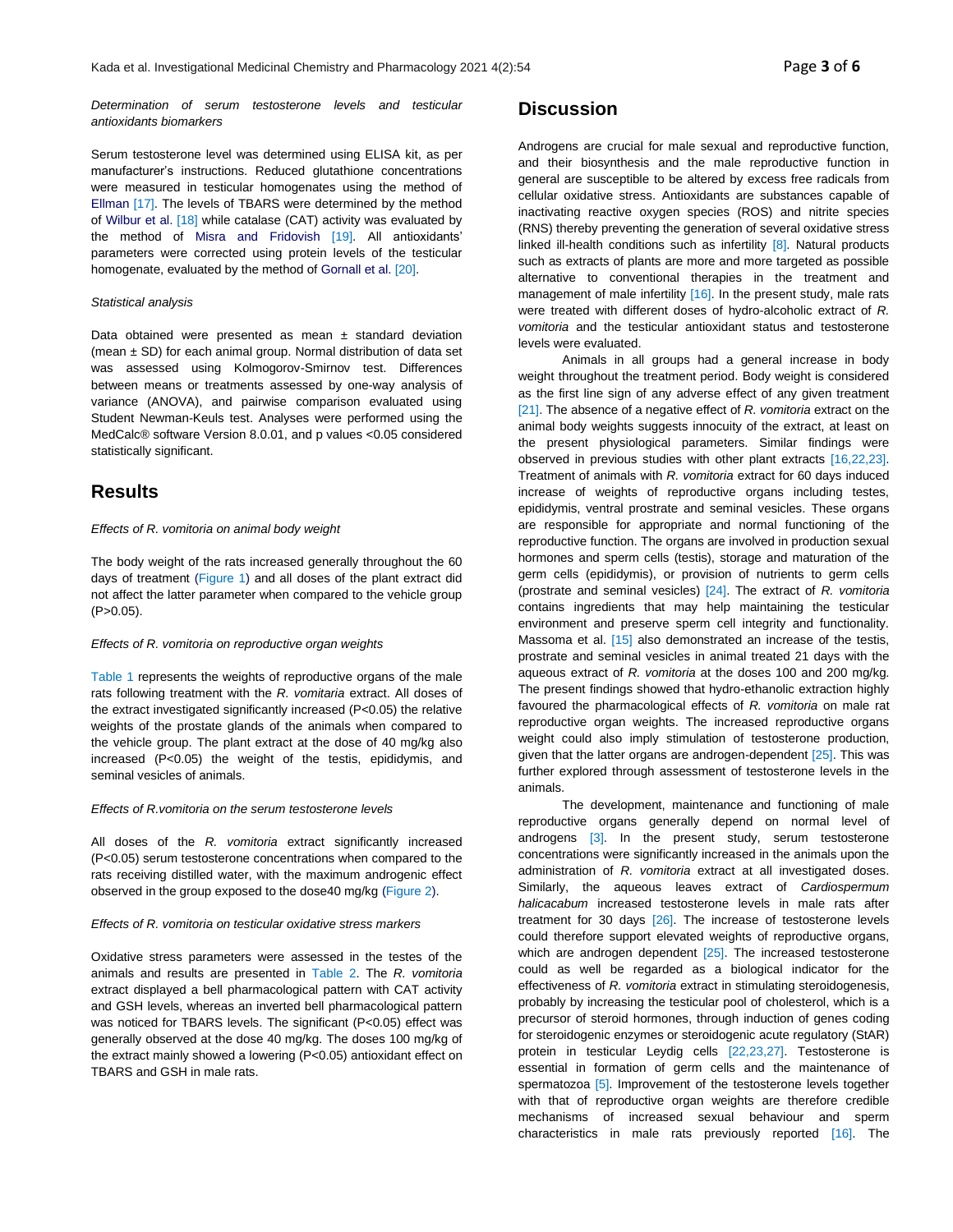*Determination of serum testosterone levels and testicular antioxidants biomarkers*

Serum testosterone level was determined using ELISA kit, as per manufacturer's instructions. Reduced glutathione concentrations were measured in testicular homogenates using the method of Ellman [17]. The levels of TBARS were determined by the method of Wilbur et al. [18] while catalase (CAT) activity was evaluated by the method of Misra and Fridovish [19]. All antioxidants' parameters were corrected using protein levels of the testicular homogenate, evaluated by the method of Gornall et al. [20].

*Statistical analysis*

Data obtained were presented as mean ± standard deviation (mean ± SD) for each animal group. Normal distribution of data set was assessed using Kolmogorov-Smirnov test. Differences between means or treatments assessed by one-way analysis of variance (ANOVA), and pairwise comparison evaluated using Student Newman-Keuls test. Analyses were performed using the MedCalc® software Version 8.0.01, and p values <0.05 considered statistically significant.

## Results

*Effects of R. vomitoria on animal body weight*

The body weight of the rats increased generally throughout the 60 days of treatment (Figure 1) and all doses of the plant extract did not affect the latter parameter when compared to the vehicle group (P>0.05).

*Effects of R. vomitoria on reproductive organ weights*

Table 1 represents the weights of reproductive organs of the male rats following treatment with the *R. vomitaria* extract. All doses of the extract investigated significantly increased (P<0.05) the relative weights of the prostate glands of the animals when compared to the vehicle group. The plant extract at the dose of 40 mg/kg also increased (P<0.05) the weight of the testis, epididymis, and seminal vesicles of animals.

*Effects of R.vomitoria on the serum testosterone levels*

All doses of the *R. vomitoria* extract significantly increased (P<0.05) serum testosterone concentrations when compared to the rats receiving distilled water, with the maximum androgenic effect observed in the group exposed to the dose40 mg/kg (Figure 2).

*Effects of R. vomitoria on testicular oxidative stress markers*

Oxidative stress parameters were assessed in the testes of the animals and results are presented in Table 2. The *R. vomitoria* extract displayed a bell pharmacological pattern with CAT activity and GSH levels, whereas an inverted bell pharmacological pattern was noticed for TBARS levels. The significant (P<0.05) effect was generally observed at the dose 40 mg/kg. The doses 100 mg/kg of the extract mainly showed a lowering (P<0.05) antioxidant effect on TBARS and GSH in male rats.

## Discussion

Androgens are crucial for male sexual and reproductive function, and their biosynthesis and the male reproductive function in general are susceptible to be altered by excess free radicals from cellular oxidative stress. Antioxidants are substances capable of inactivating reactive oxygen species (ROS) and nitrite species (RNS) thereby preventing the generation of several oxidative stress linked ill-health conditions such as infertility [8]. Natural products such as extracts of plants are more and more targeted as possible alternative to conventional therapies in the treatment and management of male infertility [16]. In the present study, male rats were treated with different doses of hydro-alcoholic extract of *R. vomitoria* and the testicular antioxidant status and testosterone levels were evaluated.

Animals in all groups had a general increase in body weight throughout the treatment period. Body weight is considered as the first line sign of any adverse effect of any given treatment [21]. The absence of a negative effect of *R. vomitoria* extract on the animal body weights suggests innocuity of the extract, at least on the present physiological parameters. Similar findings were observed in previous studies with other plant extracts [16,22,23]. Treatment of animals with *R. vomitoria* extract for 60 days induced increase of weights of reproductive organs including testes, epididymis, ventral prostate and seminal vesicles. These organs are responsible for appropriate and normal functioning of the reproductive function. The organs are involved in production sexual hormones and sperm cells (testis), storage and maturation of the germ cells (epididymis), or provision of nutrients to germ cells (prostrate and seminal vesicles) [24]. The extract of *R. vomitoria* contains ingredients that may help maintaining the testicular environment and preserve sperm cell integrity and functionality. Massoma et al. [15] also demonstrated an increase of the testis, prostate and seminal vesicles in animal treated 21 days with the aqueous extract of *R. vomitoria* at the doses 100 and 200 mg/kg. The present findings showed that hydro-ethanolic extraction highly favoured the pharmacological effects of *R. vomitoria* on male rat reproductive organ weights. The increased reproductive organs weight could also imply stimulation of testosterone production, given that the latter organs are androgen-dependent [25]. This was further explored through assessment of testosterone levels in the animals.

The development, maintenance and functioning of male reproductive organs generally depend on normal level of androgens [3]. In the present study, serum testosterone concentrations were significantly increased in the animals upon the administration of *R. vomitoria* extract at all investigated doses. Similarly, the aqueous leaves extract of *Cardiospermum halicacabum* increased testosterone levels in male rats after treatment for 30 days [26]. The increase of testosterone levels could therefore support elevated weights of reproductive organs, which are androgen dependent [25]. The increased testosterone could as well be regarded as a biological indicator for the effectiveness of *R. vomitoria* extract in stimulating steroidogenesis, probably by increasing the testicular pool of cholesterol, which is a precursor of steroid hormones, through induction of genes coding for steroidogenic enzymes or steroidogenic acute regulatory (StAR) protein in testicular Leydig cells [22,23,27]. Testosterone is essential in formation of germ cells and the maintenance of spermatozoa [5]. Improvement of the testosterone levels together with that of reproductive organ weights are therefore credible mechanisms of increased sexual behaviour and sperm characteristics in male rats previously reported [16]. The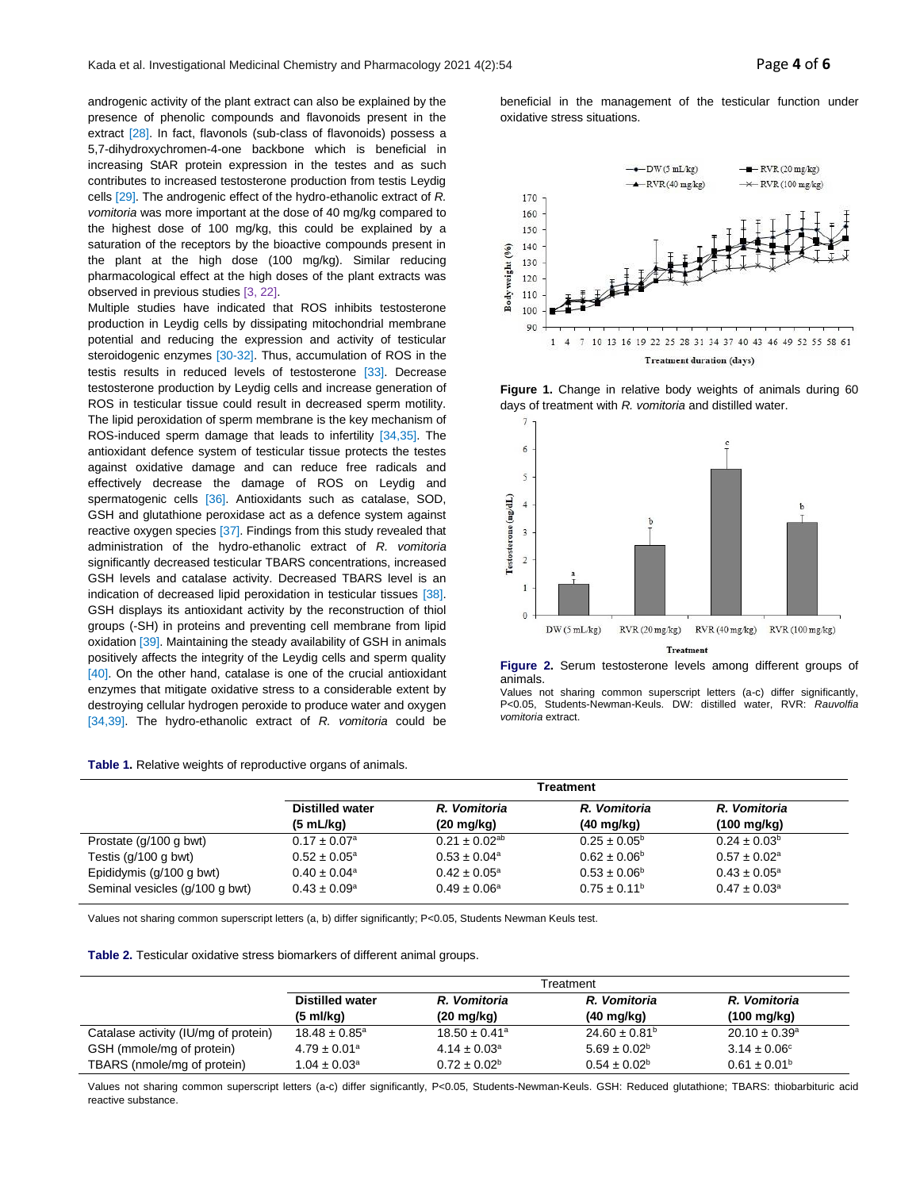androgenic activity of the plant extract can also be explained by the presence of phenolic compounds and flavonoids present in the extract [28]. In fact, flavonols (sub-class of flavonoids) possess a 5,7-dihydroxychromen-4-one backbone which is beneficial in increasing StAR protein expression in the testes and as such contributes to increased testosterone production from testis Leydig cells [29]. The androgenic effect of the hydro-ethanolic extract of *R. vomitoria* was more important at the dose of 40 mg/kg compared to the highest dose of 100 mg/kg, this could be explained by a saturation of the receptors by the bioactive compounds present in the plant at the high dose (100 mg/kg). Similar reducing pharmacological effect at the high doses of the plant extracts was observed in previous studies [3, 22].

Multiple studies have indicated that ROS inhibits testosterone production in Leydig cells by dissipating mitochondrial membrane potential and reducing the expression and activity of testicular steroidogenic enzymes [30-32]. Thus, accumulation of ROS in the testis results in reduced levels of testosterone [33]. Decrease testosterone production by Leydig cells and increase generation of ROS in testicular tissue could result in decreased sperm motility. The lipid peroxidation of sperm membrane is the key mechanism of ROS-induced sperm damage that leads to infertility [34,35]. The antioxidant defence system of testicular tissue protects the testes against oxidative damage and can reduce free radicals and effectively decrease the damage of ROS on Leydig and spermatogenic cells [36]. Antioxidants such as catalase, SOD, GSH and glutathione peroxidase act as a defence system against reactive oxygen species [37]. Findings from this study revealed that administration of the hydro-ethanolic extract of *R. vomitoria* significantly decreased testicular TBARS concentrations, increased GSH levels and catalase activity. Decreased TBARS level is an indication of decreased lipid peroxidation in testicular tissues [38]. GSH displays its antioxidant activity by the reconstruction of thiol groups (-SH) in proteins and preventing cell membrane from lipid oxidation [39]. Maintaining the steady availability of GSH in animals positively affects the integrity of the Leydig cells and sperm quality [40]. On the other hand, catalase is one of the crucial antioxidant enzymes that mitigate oxidative stress to a considerable extent by destroying cellular hydrogen peroxide to produce water and oxygen [34,39]. The hydro-ethanolic extract of *R. vomitoria* could be beneficial in the management of the testicular function under oxidative stress situations.

**Figure 1.** Change in relative body weights of animals during 60 days of treatment with *R. vomitoria* and distilled water.

**Figure 2.** Serum testosterone levels among different groups of animals.

Values not sharing common superscript letters (a-c) differ significantly, P<0.05, Students-Newman-Keuls. DW: distilled water, RVR: *Rauvolfia vomitoria* extract.

**Table 1.** Relative weights of reproductive organs of animals.

| | Treatment | | | |
|---|---|---|---|---|
| | **Distilled water (5 mL/kg)** | ***R. Vomitoria* (20 mg/kg)** | ***R. Vomitoria* (40 mg/kg)** | ***R. Vomitoria* (100 mg/kg)** |
| Prostate (g/100 g bwt) | $0.17 \pm 0.07^{a}$ | $0.21 \pm 0.02^{ab}$ | $0.25 \pm 0.05^{b}$ | $0.24 \pm 0.03^{b}$ |
| Testis (g/100 g bwt) | $0.52 \pm 0.05^{a}$ | $0.53 \pm 0.04^{a}$ | $0.62 \pm 0.06^{b}$ | $0.57 \pm 0.02^{a}$ |
| Epididymis (g/100 g bwt) | $0.40 \pm 0.04^{a}$ | $0.42 \pm 0.05^{a}$ | $0.53 \pm 0.06^{b}$ | $0.43 \pm 0.05^{a}$ |
| Seminal vesicles (g/100 g bwt) | $0.43 \pm 0.09^{a}$ | $0.49 \pm 0.06^{a}$ | $0.75 \pm 0.11^{b}$ | $0.47 \pm 0.03^{a}$ |

Values not sharing common superscript letters (a, b) differ significantly; P<0.05, Students Newman Keuls test.

**Table 2.** Testicular oxidative stress biomarkers of different animal groups.

| | Treatment | | | |
|---|---|---|---|---|
| | **Distilled water (5 ml/kg)** | ***R. Vomitoria* (20 mg/kg)** | ***R. Vomitoria* (40 mg/kg)** | ***R. Vomitoria* (100 mg/kg)** |
| Catalase activity (IU/mg of protein) | $18.48 \pm 0.85^{a}$ | $18.50 \pm 0.41^{a}$ | $24.60 \pm 0.81^{b}$ | $20.10 \pm 0.39^{a}$ |
| GSH (mmole/mg of protein) | $4.79 \pm 0.01^{a}$ | $4.14 \pm 0.03^{a}$ | $5.69 \pm 0.02^{b}$ | $3.14 \pm 0.06^{c}$ |
| TBARS (nmole/mg of protein) | $1.04 \pm 0.03^{a}$ | $0.72 \pm 0.02^{b}$ | $0.54 \pm 0.02^{b}$ | $0.61 \pm 0.01^{b}$ |

Values not sharing common superscript letters (a-c) differ significantly, P<0.05, Students-Newman-Keuls. GSH: Reduced glutathione; TBARS: thiobarbituric acid reactive substance.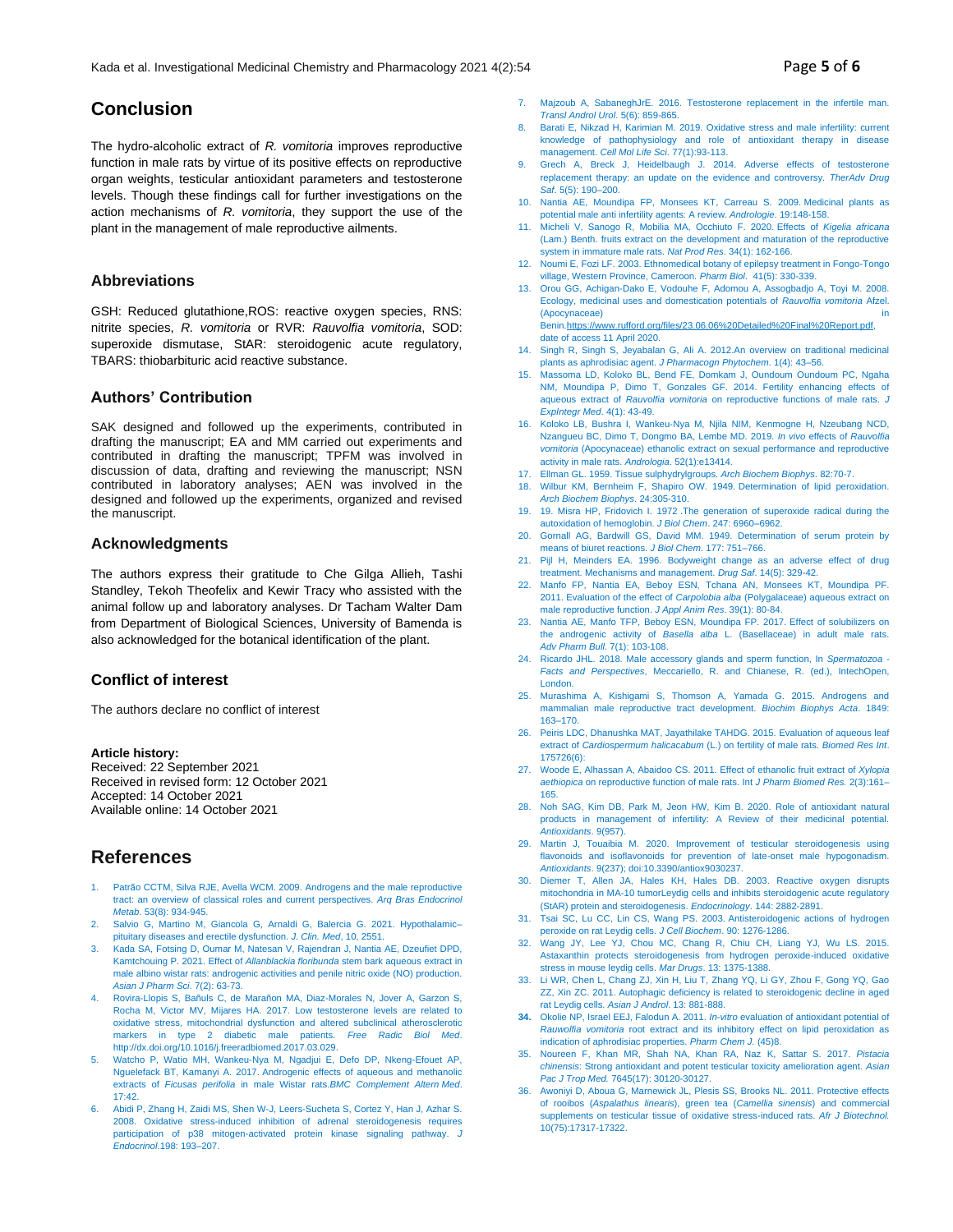## Conclusion

The hydro-alcoholic extract of *R. vomitoria* improves reproductive function in male rats by virtue of its positive effects on reproductive organ weights, testicular antioxidant parameters and testosterone levels. Though these findings call for further investigations on the action mechanisms of *R. vomitoria*, they support the use of the plant in the management of male reproductive ailments.

## Abbreviations

GSH: Reduced glutathione,ROS: reactive oxygen species, RNS: nitrite species, *R. vomitoria* or RVR: *Rauvolfia vomitoria*, SOD: superoxide dismutase, StAR: steroidogenic acute regulatory, TBARS: thiobarbituric acid reactive substance.

## Authors' Contribution

SAK designed and followed up the experiments, contributed in drafting the manuscript; EA and MM carried out experiments and contributed in drafting the manuscript; TPFM was involved in discussion of data, drafting and reviewing the manuscript; NSN contributed in laboratory analyses; AEN was involved in the designed and followed up the experiments, organized and revised the manuscript.

## Acknowledgments

The authors express their gratitude to Che Gilga Allieh, Tashi Standley, Tekoh Theofelix and Kewir Tracy who assisted with the animal follow up and laboratory analyses. Dr Tacham Walter Dam from Department of Biological Sciences, University of Bamenda is also acknowledged for the botanical identification of the plant.

## Conflict of interest

The authors declare no conflict of interest

**Article history:**
Received: 22 September 2021
Received in revised form: 12 October 2021
Accepted: 14 October 2021
Available online: 14 October 2021

## References

1. Patrão CCTM, Silva RJE, Avella WCM. 2009. Androgens and the male reproductive tract: an overview of classical roles and current perspectives. *Arq Bras Endocrinol Metab*. 53(8): 934-945.
2. Salvio G, Martino M, Giancola G, Arnaldi G, Balercia G. 2021. Hypothalamic–pituitary diseases and erectile dysfunction. *J. Clin. Med*, 10, 2551.
3. Kada SA, Fotsing D, Oumar M, Natesan V, Rajendran J, Nantia AE, Dzeufiet DPD, Kamtchouing P. 2021. Effect of *Allanblackia floribunda* stem bark aqueous extract in male albino wistar rats: androgenic activities and penile nitric oxide (NO) production. *Asian J Pharm Sci*. 7(2): 63-73.
4. Rovira-Llopis S, Bañuls C, de Marañon MA, Diaz-Morales N, Jover A, Garzon S, Rocha M, Victor MV, Mijares HA. 2017. Low testosterone levels are related to oxidative stress, mitochondrial dysfunction and altered subclinical atherosclerotic markers in type 2 diabetic male patients. *Free Radic Biol Med*. http://dx.doi.org/10.1016/j.freeradbiomed.2017.03.029.
5. Watcho P, Watio MH, Wankeu-Nya M, Ngadjui E, Defo DP, Nkeng-Efouet AP, Nguelefack BT, Kamanyi A. 2017. Androgenic effects of aqueous and methanolic extracts of *Ficusas perifolia* in male Wistar rats.*BMC Complement Altern Med*. 17:42.
6. Abidi P, Zhang H, Zaidi MS, Shen W-J, Leers-Sucheta S, Cortez Y, Han J, Azhar S. 2008. Oxidative stress-induced inhibition of adrenal steroidogenesis requires participation of p38 mitogen-activated protein kinase signaling pathway. *J Endocrinol*.198: 193–207.
7. Majzoub A, SabaneghJrE. 2016. Testosterone replacement in the infertile man. *Transl Androl Urol*. 5(6): 859-865.
8. Barati E, Nikzad H, Karimian M. 2019. Oxidative stress and male infertility: current knowledge of pathophysiology and role of antioxidant therapy in disease management. *Cell Mol Life Sci*. 77(1):93-113.
9. Grech A, Breck J, Heidelbaugh J. 2014. Adverse effects of testosterone replacement therapy: an update on the evidence and controversy. *TherAdv Drug Saf*. 5(5): 190–200.
10. Nantia AE, Moundipa FP, Monsees KT, Carreau S. 2009. Medicinal plants as potential male anti infertility agents: A review. *Andrologie*. 19:148-158.
11. Micheli V, Sanogo R, Mobilia MA, Occhiuto F. 2020. Effects of *Kigelia africana* (Lam.) Benth. fruits extract on the development and maturation of the reproductive system in immature male rats. *Nat Prod Res*. 34(1): 162-166.
12. Noumi E, Fozi LF. 2003. Ethnomedical botany of epilepsy treatment in Fongo-Tongo village, Western Province, Cameroon. *Pharm Biol*. 41(5): 330-339.
13. Orou GG, Achigan-Dako E, Vodouhe F, Adomou A, Assogbadjo A, Toyi M. 2008. Ecology, medicinal uses and domestication potentials of *Rauvolfia vomitoria* Afzel. (Apocynaceae) in Benin.https://www.rufford.org/files/23.06.06%20Detailed%20Final%20Report.pdf, date of access 11 April 2020.
14. Singh R, Singh S, Jeyabalan G, Ali A. 2012.An overview on traditional medicinal plants as aphrodisiac agent. *J Pharmacogn Phytochem*. 1(4): 43–56.
15. Massoma LD, Koloko BL, Bend FE, Domkam J, Oundoum Oundoum PC, Ngaha NM, Moundipa P, Dimo T, Gonzales GF. 2014. Fertility enhancing effects of aqueous extract of *Rauvolfia vomitoria* on reproductive functions of male rats. *J ExpIntegr Med*. 4(1): 43-49.
16. Koloko LB, Bushra I, Wankeu-Nya M, Njila NIM, Kenmogne H, Nzeubang NCD, Nzangueu BC, Dimo T, Dongmo BA, Lembe MD. 2019. *In vivo* effects of *Rauvolfia vomitoria* (Apocynaceae) ethanolic extract on sexual performance and reproductive activity in male rats. *Andrologia*. 52(1):e13414.
17. Ellman GL. 1959. Tissue sulphydrylgroups. *Arch Biochem Biophys*. 82:70-7.
18. Wilbur KM, Bernheim F, Shapiro OW. 1949. Determination of lipid peroxidation. *Arch Biochem Biophys*. 24:305-310.
19. 19. Misra HP, Fridovich I. 1972 .The generation of superoxide radical during the autoxidation of hemoglobin. *J Biol Chem*. 247: 6960–6962.
20. Gornall AG, Bardwill GS, David MM. 1949. Determination of serum protein by means of biuret reactions. *J Biol Chem*. 177: 751–766.
21. Pijl H, Meinders EA. 1996. Bodyweight change as an adverse effect of drug treatment. Mechanisms and management. *Drug Saf*. 14(5): 329-42.
22. Manfo FP, Nantia EA, Beboy ESN, Tchana AN, Monsees KT, Moundipa PF. 2011. Evaluation of the effect of *Carpolobia alba* (Polygalaceae) aqueous extract on male reproductive function. *J Appl Anim Res*. 39(1): 80-84.
23. Nantia AE, Manfo TFP, Beboy ESN, Moundipa FP. 2017. Effect of solubilizers on the androgenic activity of *Basella alba* L. (Basellaceae) in adult male rats. *Adv Pharm Bull*. 7(1): 103-108.
24. Ricardo JHL. 2018. Male accessory glands and sperm function, In *Spermatozoa - Facts and Perspectives*, Meccariello, R. and Chianese, R. (ed.), IntechOpen, London.
25. Murashima A, Kishigami S, Thomson A, Yamada G. 2015. Androgens and mammalian male reproductive tract development. *Biochim Biophys Acta*. 1849: 163–170.
26. Peiris LDC, Dhanushka MAT, Jayathilake TAHDG. 2015. Evaluation of aqueous leaf extract of *Cardiospermum halicacabum* (L.) on fertility of male rats. *Biomed Res Int*. 175726(6):
27. Woode E, Alhassan A, Abaidoo CS. 2011. Effect of ethanolic fruit extract of *Xylopia aethiopica* on reproductive function of male rats. Int *J Pharm Biomed Res.* 2(3):161–165.
28. Noh SAG, Kim DB, Park M, Jeon HW, Kim B. 2020. Role of antioxidant natural products in management of infertility: A Review of their medicinal potential. *Antioxidants*. 9(957).
29. Martin J, Touaibia M. 2020. Improvement of testicular steroidogenesis using flavonoids and isoflavonoids for prevention of late-onset male hypogonadism. *Antioxidants*. 9(237); doi:10.3390/antiox9030237.
30. Diemer T, Allen JA, Hales KH, Hales DB. 2003. Reactive oxygen disrupts mitochondria in MA-10 tumorLeydig cells and inhibits steroidogenic acute regulatory (StAR) protein and steroidogenesis. *Endocrinology*. 144: 2882-2891.
31. Tsai SC, Lu CC, Lin CS, Wang PS. 2003. Antisteroidogenic actions of hydrogen peroxide on rat Leydig cells. *J Cell Biochem*. 90: 1276-1286.
32. Wang JY, Lee YJ, Chou MC, Chang R, Chiu CH, Liang YJ, Wu LS. 2015. Astaxanthin protects steroidogenesis from hydrogen peroxide-induced oxidative stress in mouse leydig cells. *Mar Drugs*. 13: 1375-1388.
33. Li WR, Chen L, Chang ZJ, Xin H, Liu T, Zhang YQ, Li GY, Zhou F, Gong YQ, Gao ZZ, Xin ZC. 2011. Autophagic deficiency is related to steroidogenic decline in aged rat Leydig cells. *Asian J Androl*. 13: 881-888.
34. Okolie NP, Israel EEJ, Falodun A. 2011. *In-vitro* evaluation of antioxidant potential of *Rauwolfia vomitoria* root extract and its inhibitory effect on lipid peroxidation as indication of aphrodisiac properties. *Pharm Chem J.* (45)8.
35. Noureen F, Khan MR, Shah NA, Khan RA, Naz K, Sattar S. 2017. *Pistacia chinensis*: Strong antioxidant and potent testicular toxicity amelioration agent. *Asian Pac J Trop Med.* 7645(17): 30120-30127.
36. Awoniyi D, Aboua G, Marnewick JL, Plesis SS, Brooks NL. 2011. Protective effects of rooibos (*Aspalathus linearis*), green tea (*Camellia sinensis*) and commercial supplements on testicular tissue of oxidative stress-induced rats. *Afr J Biotechnol.* 10(75):17317-17322.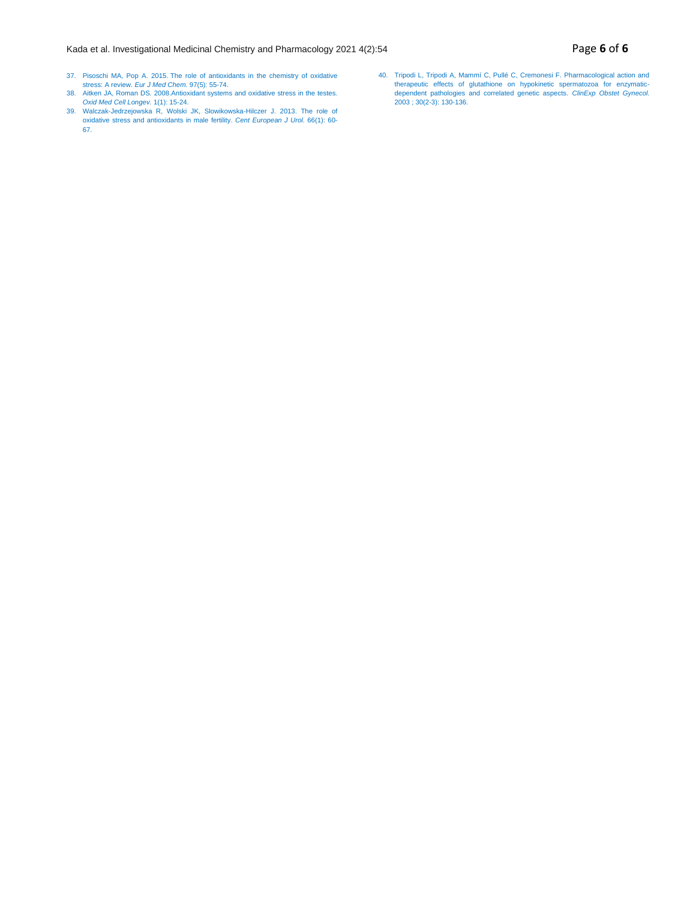37. Pisoschi MA, Pop A. 2015. The role of antioxidants in the chemistry of oxidative stress: A review. *Eur J Med Chem.* 97(5): 55-74.
38. Aitken JA, Roman DS. 2008.Antioxidant systems and oxidative stress in the testes. *Oxid Med Cell Longev.* 1(1): 15-24.
39. Walczak-Jedrzejowska R, Wolski JK, Slowikowska-Hilczer J. 2013. The role of oxidative stress and antioxidants in male fertility. *Cent European J Urol.* 66(1): 60-67.
40. Tripodi L, Tripodi A, Mammí C, Pullé C, Cremonesi F. Pharmacological action and therapeutic effects of glutathione on hypokinetic spermatozoa for enzymatic-dependent pathologies and correlated genetic aspects. *ClinExp Obstet Gynecol.* 2003 ; 30(2-3): 130-136.